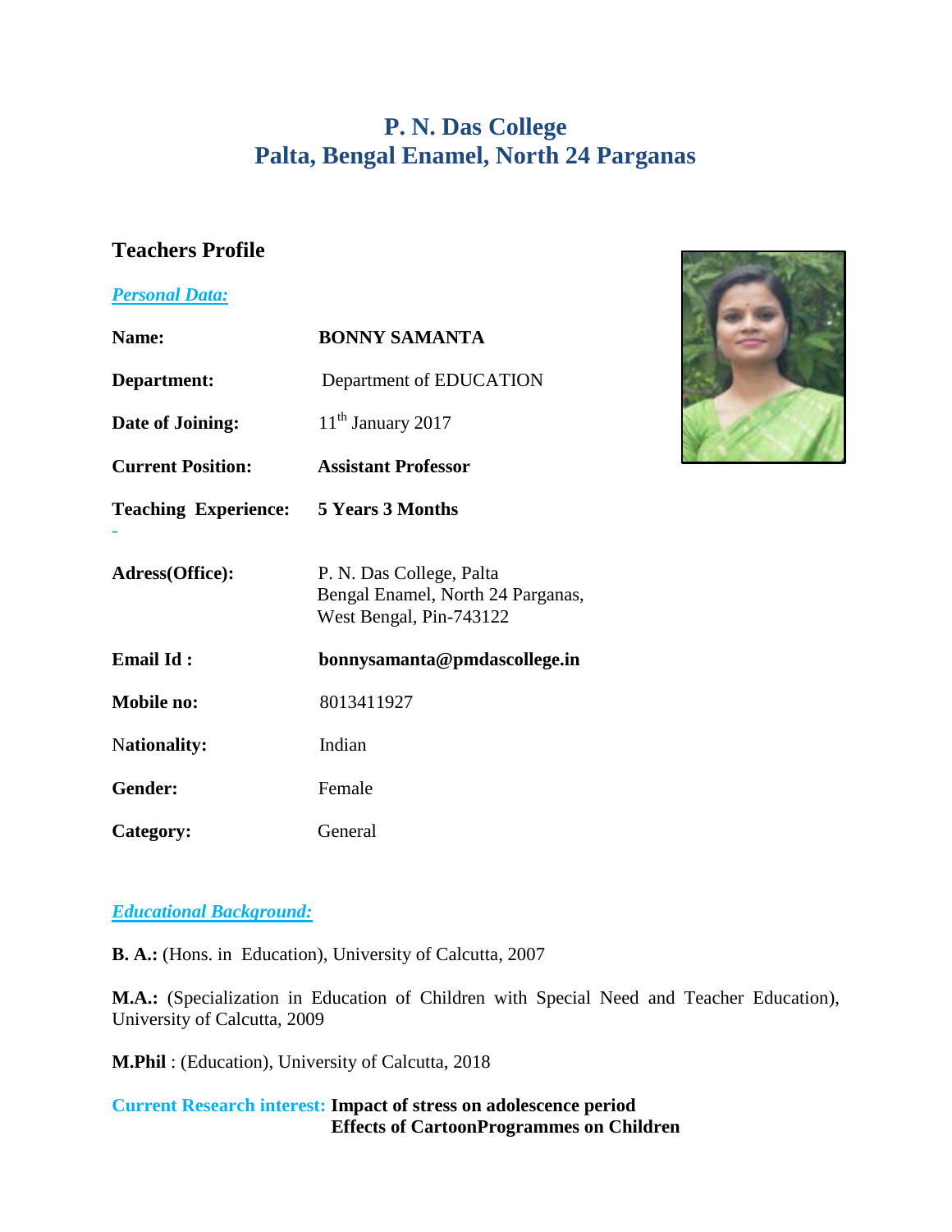# P. N. Das College
# Palta, Bengal Enamel, North 24 Parganas

## Teachers Profile

***Personal Data:***

| | |
|---|---|
| **Name:** | **BONNY SAMANTA** |
| **Department:** | Department of EDUCATION |
| **Date of Joining:** | 11th January 2017 |
| **Current Position:** | **Assistant Professor** |
| **Teaching Experience:** | **5 Years 3 Months** |
| **Adress(Office):** | P. N. Das College, Palta<br>Bengal Enamel, North 24 Parganas,<br>West Bengal, Pin-743122 |
| **Email Id :** | **bonnysamanta@pmdascollege.in** |
| **Mobile no:** | 8013411927 |
| **Nationality:** | Indian |
| **Gender:** | Female |
| **Category:** | General |

***Educational Background:***

**B. A.:** (Hons. in Education), University of Calcutta, 2007

**M.A.:** (Specialization in Education of Children with Special Need and Teacher Education), University of Calcutta, 2009

**M.Phil** : (Education), University of Calcutta, 2018

**Current Research interest:** **Impact of stress on adolescence period**
**Effects of CartoonProgrammes on Children**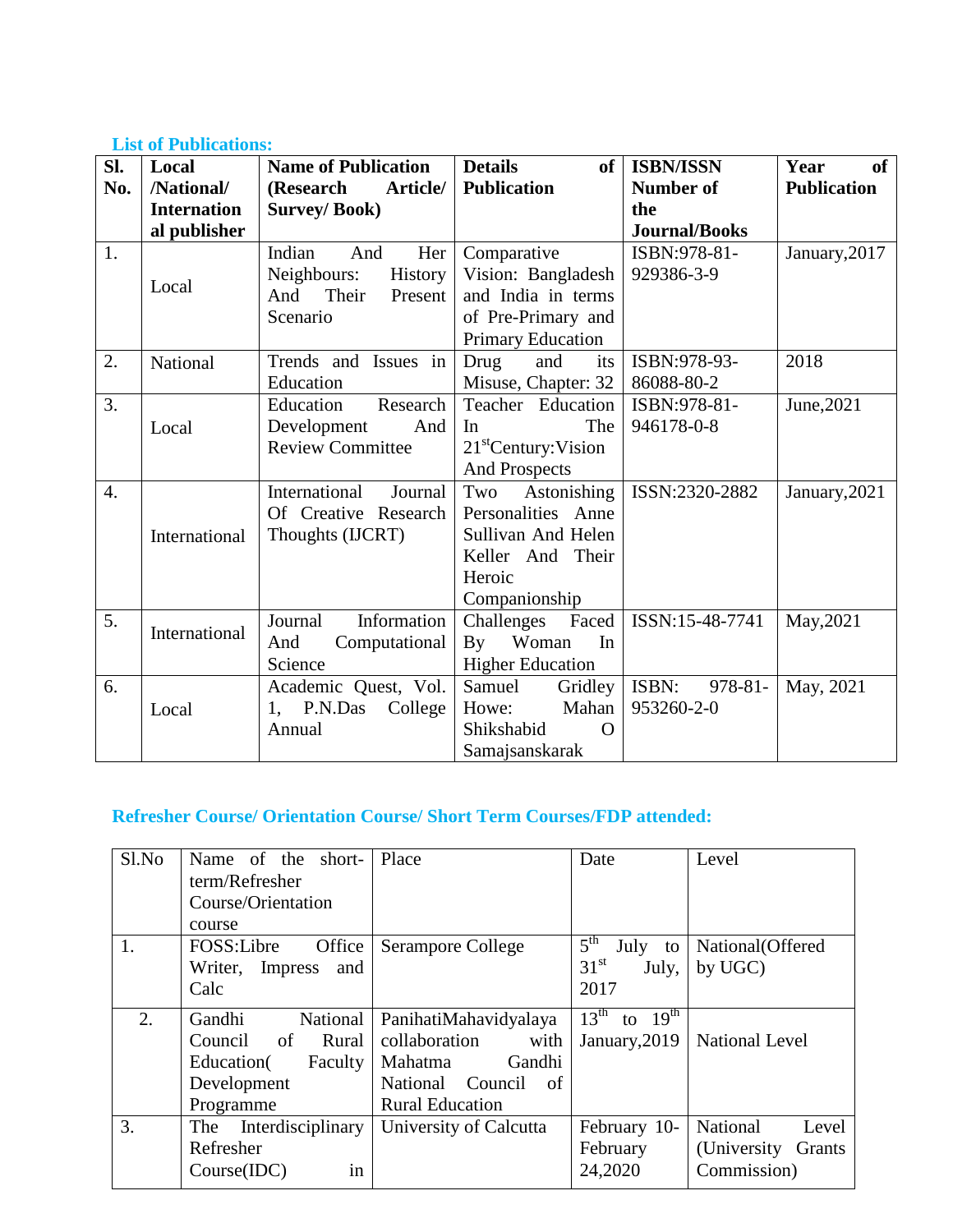### List of Publications:

| Sl. No. | Local /National/ International publisher | Name of Publication (Research Article/ Survey/ Book) | Details of Publication | ISBN/ISSN Number of the Journal/Books | Year of Publication |
|---|---|---|---|---|---|
| 1. | Local | Indian And Her Neighbours: History And Their Present Scenario | Comparative Vision: Bangladesh and India in terms of Pre-Primary and Primary Education | ISBN:978-81-929386-3-9 | January,2017 |
| 2. | National | Trends and Issues in Education | Drug and its Misuse, Chapter: 32 | ISBN:978-93-86088-80-2 | 2018 |
| 3. | Local | Education Research Development And Review Committee | Teacher Education In The 21st Century:Vision And Prospects | ISBN:978-81-946178-0-8 | June,2021 |
| 4. | International | International Journal Of Creative Research Thoughts (IJCRT) | Two Astonishing Personalities Anne Sullivan And Helen Keller And Their Heroic Companionship | ISSN:2320-2882 | January,2021 |
| 5. | International | Journal Information And Computational Science | Challenges Faced By Woman In Higher Education | ISSN:15-48-7741 | May,2021 |
| 6. | Local | Academic Quest, Vol. 1, P.N.Das College Annual | Samuel Gridley Howe: Mahan Shikshabid O Samajsanskarak | ISBN: 978-81-953260-2-0 | May, 2021 |

### Refresher Course/ Orientation Course/ Short Term Courses/FDP attended:

| Sl.No | Name of the short-term/Refresher Course/Orientation course | Place | Date | Level |
|---|---|---|---|---|
| 1. | FOSS:Libre Office Writer, Impress and Calc | Serampore College | 5th July to 31st July, 2017 | National(Offered by UGC) |
| 2. | Gandhi National Council of Rural Education( Faculty Development Programme | PanihatiMahavidyalaya collaboration with Mahatma Gandhi National Council of Rural Education | 13th to 19th January,2019 | National Level |
| 3. | The Interdisciplinary Refresher Course(IDC) in | University of Calcutta | February 10-February 24,2020 | National Level (University Grants Commission) |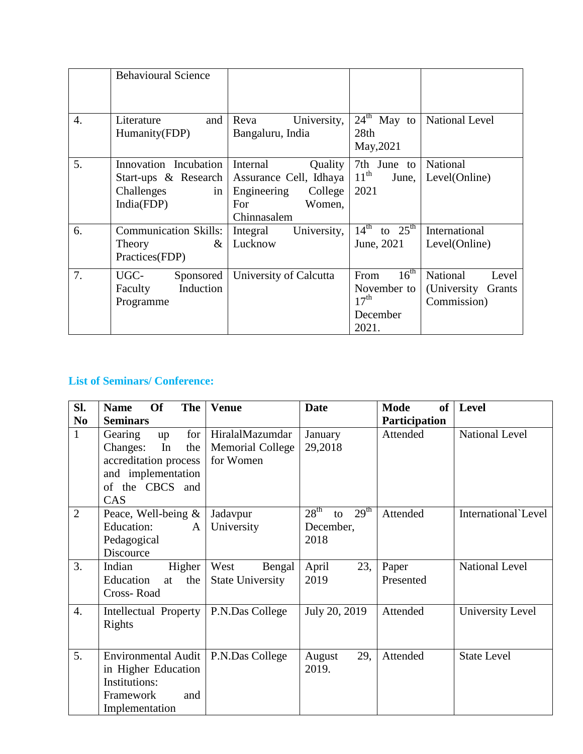|  | Behavioural Science |  |  |  |
|---|---|---|---|---|
| 4. | Literature and Humanity(FDP) | Reva University, Bangaluru, India | 24th May to 28th May,2021 | National Level |
| 5. | Innovation Incubation Start-ups & Research Challenges in India(FDP) | Internal Quality Assurance Cell, Idhaya Engineering College For Women, Chinnasalem | 7th June to 11th June, 2021 | National Level(Online) |
| 6. | Communication Skills: Theory & Practices(FDP) | Integral University, Lucknow | 14th to 25th June, 2021 | International Level(Online) |
| 7. | UGC- Sponsored Faculty Induction Programme | University of Calcutta | From 16th November to 17th December 2021. | National Level (University Grants Commission) |

## List of Seminars/ Conference:

| Sl. No | Name Of The Seminars | Venue | Date | Mode of Participation | Level |
|---|---|---|---|---|---|
| 1 | Gearing up for Changes: In the accreditation process and implementation of the CBCS and CAS | HiralalMazumdar Memorial College for Women | January 29,2018 | Attended | National Level |
| 2 | Peace, Well-being & Education: A Pedagogical Discource | Jadavpur University | 28th to 29th December, 2018 | Attended | International`Level |
| 3. | Indian Higher Education at the Cross- Road | West Bengal State University | April 23, 2019 | Paper Presented | National Level |
| 4. | Intellectual Property Rights | P.N.Das College | July 20, 2019 | Attended | University Level |
| 5. | Environmental Audit in Higher Education Institutions: Framework and Implementation | P.N.Das College | August 29, 2019. | Attended | State Level |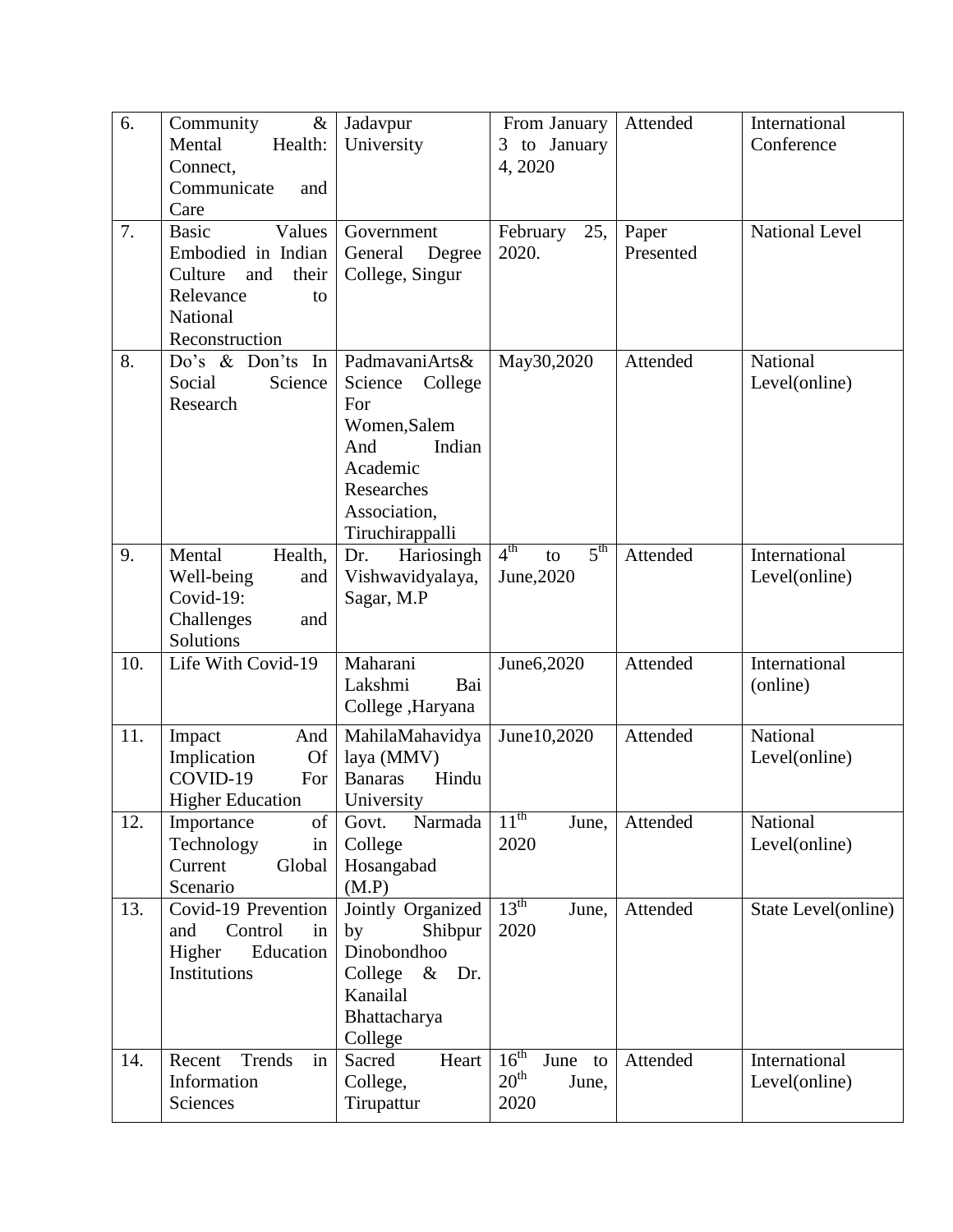| 6. | Community & Mental Health: Connect, Communicate and Care | Jadavpur University | From January 3 to January 4, 2020 | Attended | International Conference |
|---|---|---|---|---|---|
| 7. | Basic Values Embodied in Indian Culture and their Relevance to National Reconstruction | Government General Degree College, Singur | February 25, 2020. | Paper Presented | National Level |
| 8. | Do's & Don'ts In Social Science Research | PadmavaniArts& Science College For Women,Salem And Indian Academic Researches Association, Tiruchirappalli | May30,2020 | Attended | National Level(online) |
| 9. | Mental Health, Well-being and Covid-19: Challenges and Solutions | Dr. Hariosingh Vishwavidyalaya, Sagar, M.P | 4th to 5th June,2020 | Attended | International Level(online) |
| 10. | Life With Covid-19 | Maharani Lakshmi Bai College ,Haryana | June6,2020 | Attended | International (online) |
| 11. | Impact And Implication Of COVID-19 For Higher Education | MahilaMahavidyalaya (MMV) Banaras Hindu University | June10,2020 | Attended | National Level(online) |
| 12. | Importance of Technology in Current Global Scenario | Govt. Narmada College Hosangabad (M.P) | 11th June, 2020 | Attended | National Level(online) |
| 13. | Covid-19 Prevention and Control in Higher Education Institutions | Jointly Organized by Shibpur Dinobondhoo College & Dr. Kanailal Bhattacharya College | 13th June, 2020 | Attended | State Level(online) |
| 14. | Recent Trends in Information Sciences | Sacred Heart College, Tirupattur | 16th June to 20th June, 2020 | Attended | International Level(online) |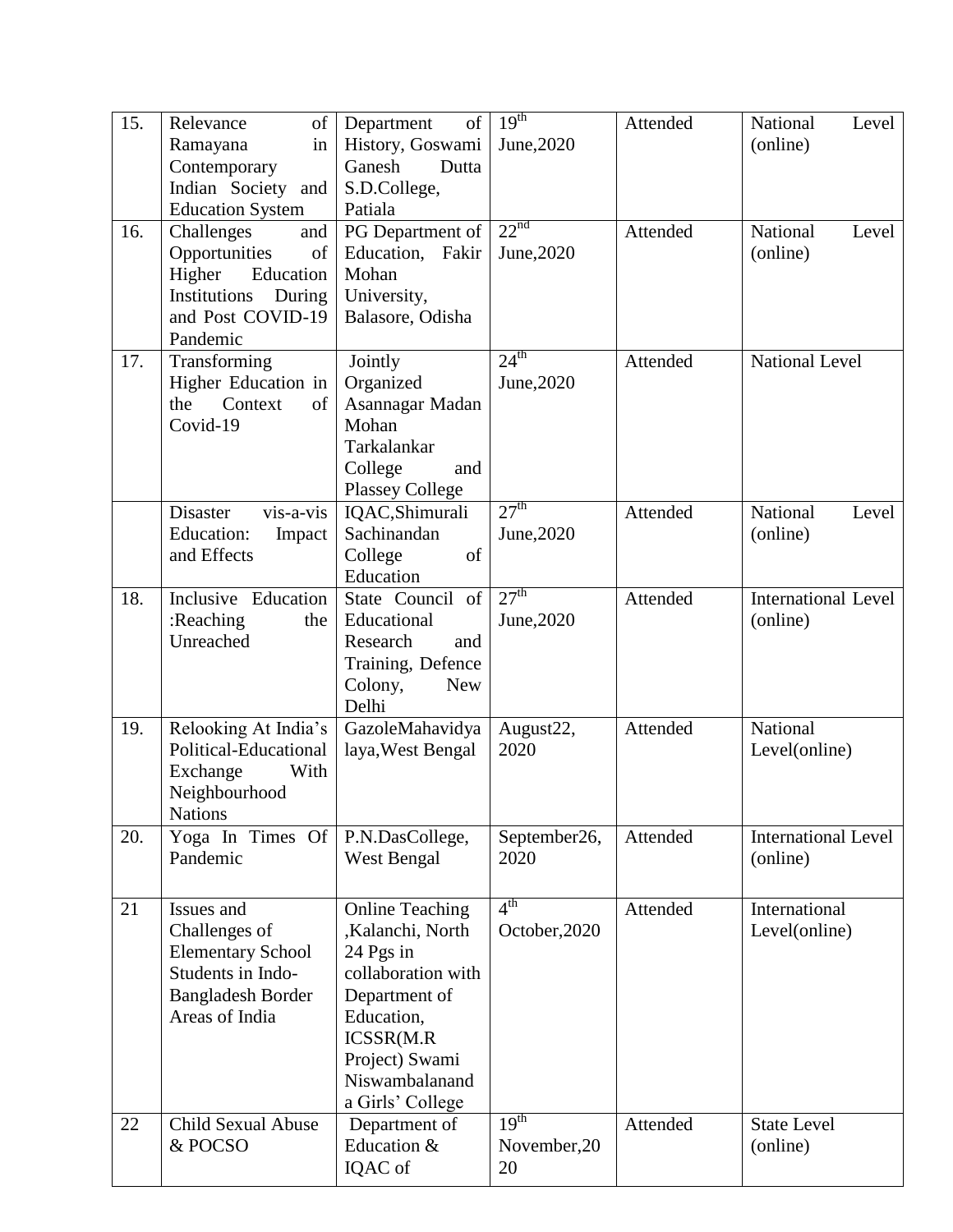| 15. | Relevance of Ramayana in Contemporary Indian Society and Education System | Department of History, Goswami Ganesh Dutta S.D.College, Patiala | 19th June,2020 | Attended | National Level (online) |
|---|---|---|---|---|---|
| 16. | Challenges and Opportunities of Higher Education Institutions During and Post COVID-19 Pandemic | PG Department of Education, Fakir Mohan University, Balasore, Odisha | 22nd June,2020 | Attended | National Level (online) |
| 17. | Transforming Higher Education in the Context of Covid-19 | Jointly Organized Asannagar Madan Mohan Tarkalankar College and Plassey College | 24th June,2020 | Attended | National Level |
| | Disaster vis-a-vis Education: Impact and Effects | IQAC,Shimurali Sachinandan College of Education | 27th June,2020 | Attended | National Level (online) |
| 18. | Inclusive Education :Reaching the Unreached | State Council of Educational Research and Training, Defence Colony, New Delhi | 27th June,2020 | Attended | International Level (online) |
| 19. | Relooking At India's Political-Educational Exchange With Neighbourhood Nations | GazoleMahavidyalaya,West Bengal | August22, 2020 | Attended | National Level(online) |
| 20. | Yoga In Times Of Pandemic | P.N.DasCollege, West Bengal | September26, 2020 | Attended | International Level (online) |
| 21 | Issues and Challenges of Elementary School Students in Indo-Bangladesh Border Areas of India | Online Teaching ,Kalanchi, North 24 Pgs in collaboration with Department of Education, ICSSR(M.R Project) Swami Niswambalananda Girls' College | 4th October,2020 | Attended | International Level(online) |
| 22 | Child Sexual Abuse & POCSO | Department of Education & IQAC of | 19th November,2020 | Attended | State Level (online) |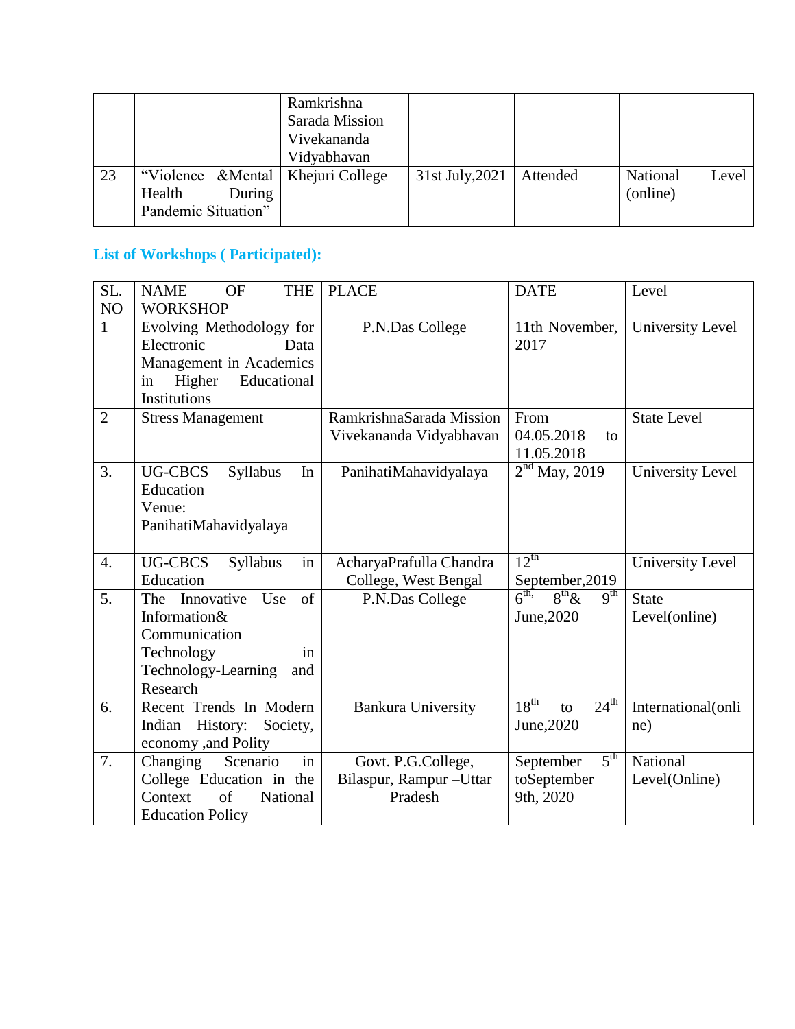| | | | | | |
|---|---|---|---|---|---|
| | | Ramkrishna Sarada Mission Vivekananda Vidyabhavan | | | |
| 23 | "Violence &Mental Health During Pandemic Situation" | Khejuri College | 31st July,2021 | Attended | National Level (online) |

## List of Workshops ( Participated):

| SL. NO | NAME OF THE WORKSHOP | PLACE | DATE | Level |
|---|---|---|---|---|
| 1 | Evolving Methodology for Electronic Data Management in Academics in Higher Educational Institutions | P.N.Das College | 11th November, 2017 | University Level |
| 2 | Stress Management | RamkrishnaSarada Mission Vivekananda Vidyabhavan | From 04.05.2018 to 11.05.2018 | State Level |
| 3. | UG-CBCS Syllabus In Education Venue: PanihatiMahavidyalaya | PanihatiMahavidyalaya | 2nd May, 2019 | University Level |
| 4. | UG-CBCS Syllabus in Education | AcharyaPrafulla Chandra College, West Bengal | 12th September,2019 | University Level |
| 5. | The Innovative Use of Information& Communication Technology in Technology-Learning and Research | P.N.Das College | 6th, 8th& 9th June,2020 | State Level(online) |
| 6. | Recent Trends In Modern Indian History: Society, economy ,and Polity | Bankura University | 18th to 24th June,2020 | International(online) |
| 7. | Changing Scenario in College Education in the Context of National Education Policy | Govt. P.G.College, Bilaspur, Rampur –Uttar Pradesh | September 5th toSeptember 9th, 2020 | National Level(Online) |